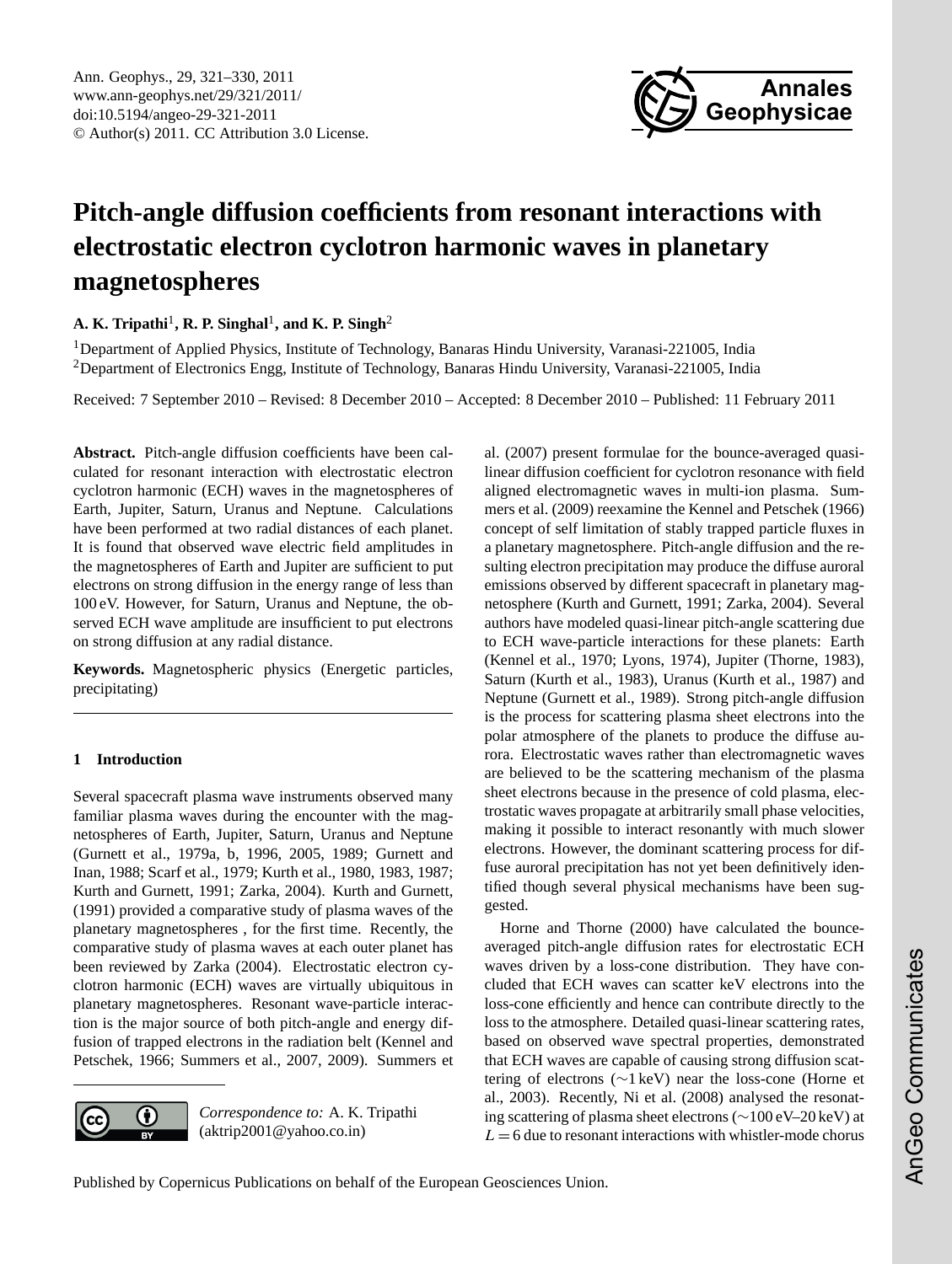# Pitch-angle diffusion coefficients from resonant interactions with electrostatic electron cyclotron harmonic waves in planetary magnetospheres

**A. K. Tripathi**[1], **R. P. Singhal**[1], **and K. P. Singh**[2]

[1]Department of Applied Physics, Institute of Technology, Banaras Hindu University, Varanasi-221005, India

[2]Department of Electronics Engg, Institute of Technology, Banaras Hindu University, Varanasi-221005, India

Received: 7 September 2010 – Revised: 8 December 2010 – Accepted: 8 December 2010 – Published: 11 February 2011

**Abstract.** Pitch-angle diffusion coefficients have been calculated for resonant interaction with electrostatic electron cyclotron harmonic (ECH) waves in the magnetospheres of Earth, Jupiter, Saturn, Uranus and Neptune. Calculations have been performed at two radial distances of each planet. It is found that observed wave electric field amplitudes in the magnetospheres of Earth and Jupiter are sufficient to put electrons on strong diffusion in the energy range of less than 100 eV. However, for Saturn, Uranus and Neptune, the observed ECH wave amplitude are insufficient to put electrons on strong diffusion at any radial distance.

**Keywords.** Magnetospheric physics (Energetic particles, precipitating)

## 1 Introduction

Several spacecraft plasma wave instruments observed many familiar plasma waves during the encounter with the magnetospheres of Earth, Jupiter, Saturn, Uranus and Neptune (Gurnett et al., 1979a, b, 1996, 2005, 1989; Gurnett and Inan, 1988; Scarf et al., 1979; Kurth et al., 1980, 1983, 1987; Kurth and Gurnett, 1991; Zarka, 2004). Kurth and Gurnett, (1991) provided a comparative study of plasma waves of the planetary magnetospheres , for the first time. Recently, the comparative study of plasma waves at each outer planet has been reviewed by Zarka (2004). Electrostatic electron cyclotron harmonic (ECH) waves are virtually ubiquitous in planetary magnetospheres. Resonant wave-particle interaction is the major source of both pitch-angle and energy diffusion of trapped electrons in the radiation belt (Kennel and Petschek, 1966; Summers et al., 2007, 2009). Summers et al. (2007) present formulae for the bounce-averaged quasi-linear diffusion coefficient for cyclotron resonance with field aligned electromagnetic waves in multi-ion plasma. Summers et al. (2009) reexamine the Kennel and Petschek (1966) concept of self limitation of stably trapped particle fluxes in a planetary magnetosphere. Pitch-angle diffusion and the resulting electron precipitation may produce the diffuse auroral emissions observed by different spacecraft in planetary magnetosphere (Kurth and Gurnett, 1991; Zarka, 2004). Several authors have modeled quasi-linear pitch-angle scattering due to ECH wave-particle interactions for these planets: Earth (Kennel et al., 1970; Lyons, 1974), Jupiter (Thorne, 1983), Saturn (Kurth et al., 1983), Uranus (Kurth et al., 1987) and Neptune (Gurnett et al., 1989). Strong pitch-angle diffusion is the process for scattering plasma sheet electrons into the polar atmosphere of the planets to produce the diffuse aurora. Electrostatic waves rather than electromagnetic waves are believed to be the scattering mechanism of the plasma sheet electrons because in the presence of cold plasma, electrostatic waves propagate at arbitrarily small phase velocities, making it possible to interact resonantly with much slower electrons. However, the dominant scattering process for diffuse auroral precipitation has not yet been definitively identified though several physical mechanisms have been suggested.

Horne and Thorne (2000) have calculated the bounce-averaged pitch-angle diffusion rates for electrostatic ECH waves driven by a loss-cone distribution. They have concluded that ECH waves can scatter keV electrons into the loss-cone efficiently and hence can contribute directly to the loss to the atmosphere. Detailed quasi-linear scattering rates, based on observed wave spectral properties, demonstrated that ECH waves are capable of causing strong diffusion scattering of electrons (∼1 keV) near the loss-cone (Horne et al., 2003). Recently, Ni et al. (2008) analysed the resonating scattering of plasma sheet electrons (∼100 eV–20 keV) at $L=6$ due to resonant interactions with whistler-mode chorus

*Correspondence to:* A. K. Tripathi (aktrip2001@yahoo.co.in)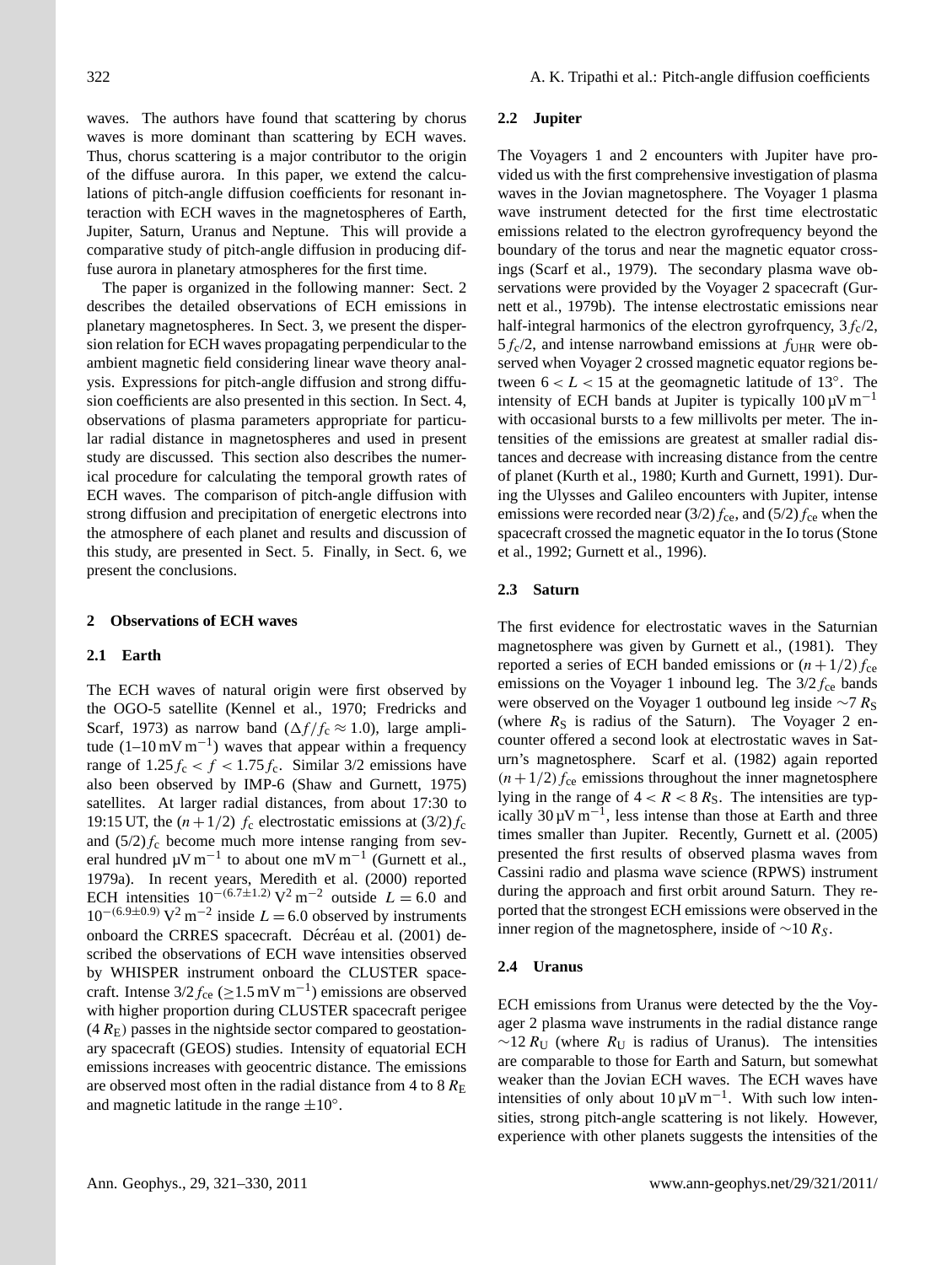waves. The authors have found that scattering by chorus waves is more dominant than scattering by ECH waves. Thus, chorus scattering is a major contributor to the origin of the diffuse aurora. In this paper, we extend the calculations of pitch-angle diffusion coefficients for resonant interaction with ECH waves in the magnetospheres of Earth, Jupiter, Saturn, Uranus and Neptune. This will provide a comparative study of pitch-angle diffusion in producing diffuse aurora in planetary atmospheres for the first time.

The paper is organized in the following manner: Sect. 2 describes the detailed observations of ECH emissions in planetary magnetospheres. In Sect. 3, we present the dispersion relation for ECH waves propagating perpendicular to the ambient magnetic field considering linear wave theory analysis. Expressions for pitch-angle diffusion and strong diffusion coefficients are also presented in this section. In Sect. 4, observations of plasma parameters appropriate for particular radial distance in magnetospheres and used in present study are discussed. This section also describes the numerical procedure for calculating the temporal growth rates of ECH waves. The comparison of pitch-angle diffusion with strong diffusion and precipitation of energetic electrons into the atmosphere of each planet and results and discussion of this study, are presented in Sect. 5. Finally, in Sect. 6, we present the conclusions.

## 2 Observations of ECH waves

### 2.1 Earth

The ECH waves of natural origin were first observed by the OGO-5 satellite (Kennel et al., 1970; Fredricks and Scarf, 1973) as narrow band ($\Delta f/f_c \approx 1.0$), large amplitude (1–10 $\mathrm{mV\,m^{-1}}$) waves that appear within a frequency range of $1.25 f_c < f < 1.75 f_c$. Similar 3/2 emissions have also been observed by IMP-6 (Shaw and Gurnett, 1975) satellites. At larger radial distances, from about 17:30 to 19:15 UT, the $(n+1/2)\ f_c$ electrostatic emissions at $(3/2) f_c$ and $(5/2) f_c$ become much more intense ranging from several hundred $\mathrm{\mu V\,m^{-1}}$ to about one $\mathrm{mV\,m^{-1}}$ (Gurnett et al., 1979a). In recent years, Meredith et al. (2000) reported ECH intensities $10^{-(6.7\pm1.2)}\,\mathrm{V^2\,m^{-2}}$ outside $L = 6.0$ and $10^{-(6.9\pm0.9)}\,\mathrm{V^2\,m^{-2}}$ inside $L = 6.0$ observed by instruments onboard the CRRES spacecraft. Décréau et al. (2001) described the observations of ECH wave intensities observed by WHISPER instrument onboard the CLUSTER spacecraft. Intense $3/2 f_{ce}$ ($\geq 1.5\,\mathrm{mV\,m^{-1}}$) emissions are observed with higher proportion during CLUSTER spacecraft perigee ($4\,R_E$) passes in the nightside sector compared to geostationary spacecraft (GEOS) studies. Intensity of equatorial ECH emissions increases with geocentric distance. The emissions are observed most often in the radial distance from 4 to 8 $R_E$ and magnetic latitude in the range $\pm 10°$.

### 2.2 Jupiter

The Voyagers 1 and 2 encounters with Jupiter have provided us with the first comprehensive investigation of plasma waves in the Jovian magnetosphere. The Voyager 1 plasma wave instrument detected for the first time electrostatic emissions related to the electron gyrofrequency beyond the boundary of the torus and near the magnetic equator crossings (Scarf et al., 1979). The secondary plasma wave observations were provided by the Voyager 2 spacecraft (Gurnett et al., 1979b). The intense electrostatic emissions near half-integral harmonics of the electron gyrofrquency, $3 f_c/2$, $5 f_c/2$, and intense narrowband emissions at $f_{UHR}$ were observed when Voyager 2 crossed magnetic equator regions between $6 < L < 15$ at the geomagnetic latitude of 13°. The intensity of ECH bands at Jupiter is typically $100\,\mathrm{\mu V\,m^{-1}}$ with occasional bursts to a few millivolts per meter. The intensities of the emissions are greatest at smaller radial distances and decrease with increasing distance from the centre of planet (Kurth et al., 1980; Kurth and Gurnett, 1991). During the Ulysses and Galileo encounters with Jupiter, intense emissions were recorded near $(3/2) f_{ce}$, and $(5/2) f_{ce}$ when the spacecraft crossed the magnetic equator in the Io torus (Stone et al., 1992; Gurnett et al., 1996).

### 2.3 Saturn

The first evidence for electrostatic waves in the Saturnian magnetosphere was given by Gurnett et al., (1981). They reported a series of ECH banded emissions or $(n+1/2) f_{ce}$ emissions on the Voyager 1 inbound leg. The $3/2 f_{ce}$ bands were observed on the Voyager 1 outbound leg inside $\sim 7\,R_S$ (where $R_S$ is radius of the Saturn). The Voyager 2 encounter offered a second look at electrostatic waves in Saturn's magnetosphere. Scarf et al. (1982) again reported $(n+1/2) f_{ce}$ emissions throughout the inner magnetosphere lying in the range of $4 < R < 8\,R_S$. The intensities are typically $30\,\mathrm{\mu V\,m^{-1}}$, less intense than those at Earth and three times smaller than Jupiter. Recently, Gurnett et al. (2005) presented the first results of observed plasma waves from Cassini radio and plasma wave science (RPWS) instrument during the approach and first orbit around Saturn. They reported that the strongest ECH emissions were observed in the inner region of the magnetosphere, inside of $\sim 10\,R_S$.

### 2.4 Uranus

ECH emissions from Uranus were detected by the the Voyager 2 plasma wave instruments in the radial distance range $\sim 12\,R_U$ (where $R_U$ is radius of Uranus). The intensities are comparable to those for Earth and Saturn, but somewhat weaker than the Jovian ECH waves. The ECH waves have intensities of only about $10\,\mathrm{\mu V\,m^{-1}}$. With such low intensities, strong pitch-angle scattering is not likely. However, experience with other planets suggests the intensities of the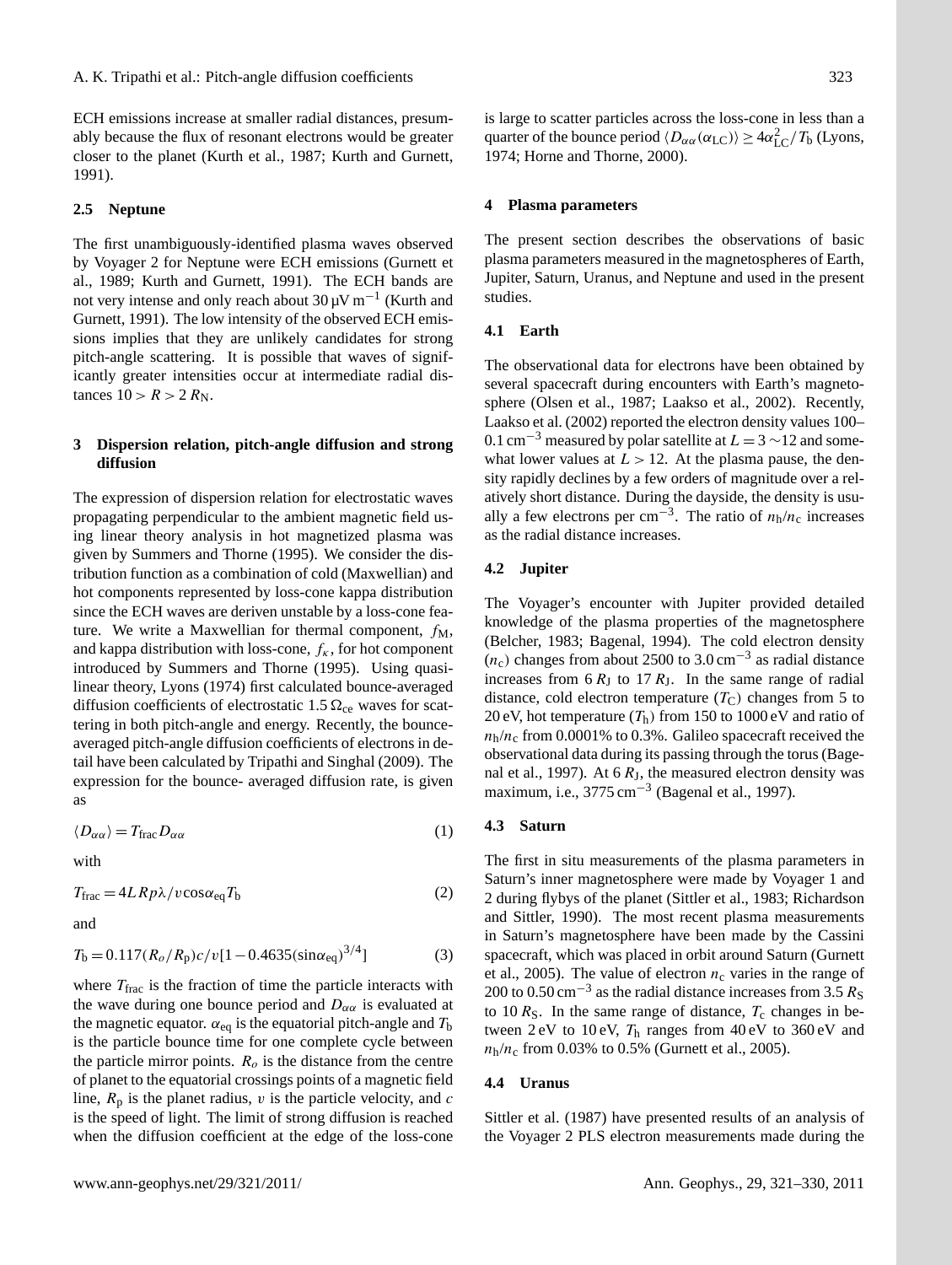ECH emissions increase at smaller radial distances, presumably because the flux of resonant electrons would be greater closer to the planet (Kurth et al., 1987; Kurth and Gurnett, 1991).

### 2.5 Neptune

The first unambiguously-identified plasma waves observed by Voyager 2 for Neptune were ECH emissions (Gurnett et al., 1989; Kurth and Gurnett, 1991). The ECH bands are not very intense and only reach about 30 µV m$^{-1}$ (Kurth and Gurnett, 1991). The low intensity of the observed ECH emissions implies that they are unlikely candidates for strong pitch-angle scattering. It is possible that waves of significantly greater intensities occur at intermediate radial distances $10 > R > 2\,R_{\mathrm{N}}$.

## 3 Dispersion relation, pitch-angle diffusion and strong diffusion

The expression of dispersion relation for electrostatic waves propagating perpendicular to the ambient magnetic field using linear theory analysis in hot magnetized plasma was given by Summers and Thorne (1995). We consider the distribution function as a combination of cold (Maxwellian) and hot components represented by loss-cone kappa distribution since the ECH waves are deriven unstable by a loss-cone feature. We write a Maxwellian for thermal component, $f_{\mathrm{M}}$, and kappa distribution with loss-cone, $f_\kappa$, for hot component introduced by Summers and Thorne (1995). Using quasi-linear theory, Lyons (1974) first calculated bounce-averaged diffusion coefficients of electrostatic $1.5\,\Omega_{\mathrm{ce}}$ waves for scattering in both pitch-angle and energy. Recently, the bounce-averaged pitch-angle diffusion coefficients of electrons in detail have been calculated by Tripathi and Singhal (2009). The expression for the bounce- averaged diffusion rate, is given as

$$\langle D_{\alpha\alpha} \rangle = T_{\mathrm{frac}} D_{\alpha\alpha} \tag{1}$$

with

$$T_{\mathrm{frac}} = 4LRp\lambda / v\cos\alpha_{\mathrm{eq}} T_{\mathrm{b}} \tag{2}$$

and

$$T_{\mathrm{b}} = 0.117(R_o/R_{\mathrm{p}})c/v[1 - 0.4635(\sin\alpha_{\mathrm{eq}})^{3/4}] \tag{3}$$

where $T_{\mathrm{frac}}$ is the fraction of time the particle interacts with the wave during one bounce period and $D_{\alpha\alpha}$ is evaluated at the magnetic equator. $\alpha_{\mathrm{eq}}$ is the equatorial pitch-angle and $T_{\mathrm{b}}$ is the particle bounce time for one complete cycle between the particle mirror points. $R_o$ is the distance from the centre of planet to the equatorial crossings points of a magnetic field line, $R_{\mathrm{p}}$ is the planet radius, $v$ is the particle velocity, and $c$ is the speed of light. The limit of strong diffusion is reached when the diffusion coefficient at the edge of the loss-cone is large to scatter particles across the loss-cone in less than a quarter of the bounce period $\langle D_{\alpha\alpha}(\alpha_{\mathrm{LC}}) \rangle \geq 4\alpha_{\mathrm{LC}}^2 / T_{\mathrm{b}}$ (Lyons, 1974; Horne and Thorne, 2000).

## 4 Plasma parameters

The present section describes the observations of basic plasma parameters measured in the magnetospheres of Earth, Jupiter, Saturn, Uranus, and Neptune and used in the present studies.

### 4.1 Earth

The observational data for electrons have been obtained by several spacecraft during encounters with Earth's magnetosphere (Olsen et al., 1987; Laakso et al., 2002). Recently, Laakso et al. (2002) reported the electron density values 100–0.1 cm$^{-3}$ measured by polar satellite at $L = 3 \sim 12$ and somewhat lower values at $L > 12$. At the plasma pause, the density rapidly declines by a few orders of magnitude over a relatively short distance. During the dayside, the density is usually a few electrons per cm$^{-3}$. The ratio of $n_{\mathrm{h}}/n_{\mathrm{c}}$ increases as the radial distance increases.

### 4.2 Jupiter

The Voyager's encounter with Jupiter provided detailed knowledge of the plasma properties of the magnetosphere (Belcher, 1983; Bagenal, 1994). The cold electron density ($n_{\mathrm{c}}$) changes from about 2500 to 3.0 cm$^{-3}$ as radial distance increases from 6 $R_{\mathrm{J}}$ to 17 $R_{\mathrm{J}}$. In the same range of radial distance, cold electron temperature ($T_{\mathrm{C}}$) changes from 5 to 20 eV, hot temperature ($T_{\mathrm{h}}$) from 150 to 1000 eV and ratio of $n_{\mathrm{h}}/n_{\mathrm{c}}$ from 0.0001% to 0.3%. Galileo spacecraft received the observational data during its passing through the torus (Bagenal et al., 1997). At 6 $R_{\mathrm{J}}$, the measured electron density was maximum, i.e., 3775 cm$^{-3}$ (Bagenal et al., 1997).

### 4.3 Saturn

The first in situ measurements of the plasma parameters in Saturn's inner magnetosphere were made by Voyager 1 and 2 during flybys of the planet (Sittler et al., 1983; Richardson and Sittler, 1990). The most recent plasma measurements in Saturn's magnetosphere have been made by the Cassini spacecraft, which was placed in orbit around Saturn (Gurnett et al., 2005). The value of electron $n_{\mathrm{c}}$ varies in the range of 200 to 0.50 cm$^{-3}$ as the radial distance increases from 3.5 $R_{\mathrm{S}}$ to 10 $R_{\mathrm{S}}$. In the same range of distance, $T_{\mathrm{c}}$ changes in between 2 eV to 10 eV, $T_{\mathrm{h}}$ ranges from 40 eV to 360 eV and $n_{\mathrm{h}}/n_{\mathrm{c}}$ from 0.03% to 0.5% (Gurnett et al., 2005).

### 4.4 Uranus

Sittler et al. (1987) have presented results of an analysis of the Voyager 2 PLS electron measurements made during the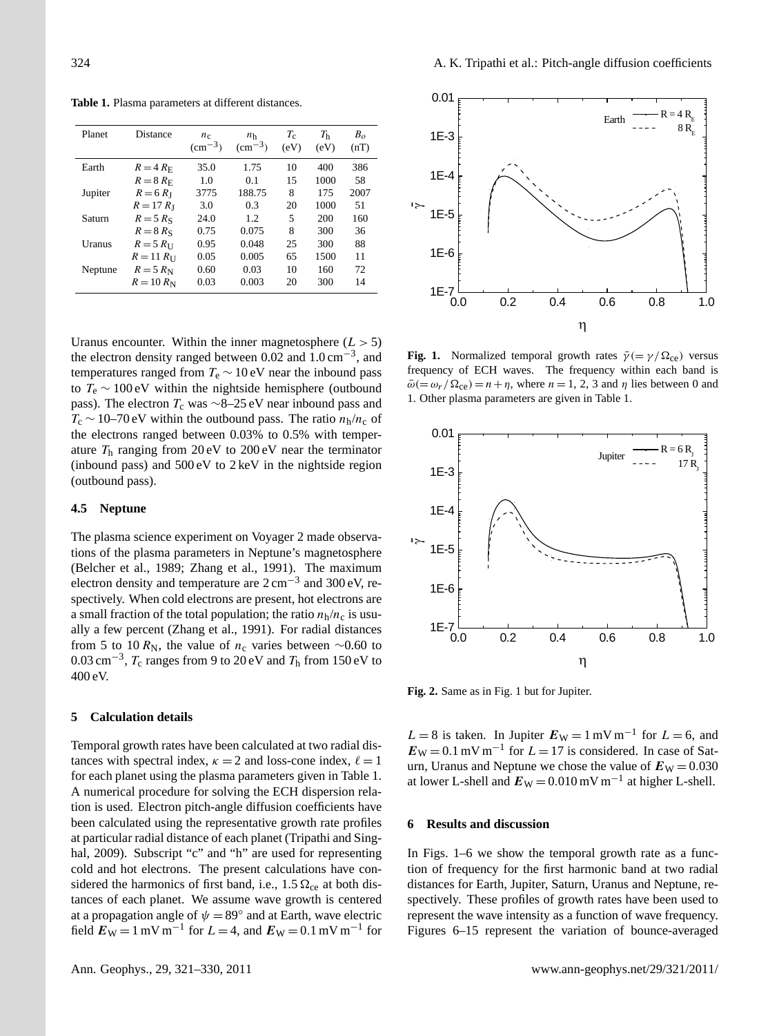**Table 1.** Plasma parameters at different distances.

| Planet | Distance | $n_c$ ($cm^{-3}$) | $n_h$ ($cm^{-3}$) | $T_c$ (eV) | $T_h$ (eV) | $B_o$ (nT) |
|---|---|---|---|---|---|---|
| Earth | $R = 4\,R_E$ | 35.0 | 1.75 | 10 | 400 | 386 |
| | $R = 8\,R_E$ | 1.0 | 0.1 | 15 | 1000 | 58 |
| Jupiter | $R = 6\,R_J$ | 3775 | 188.75 | 8 | 175 | 2007 |
| | $R = 17\,R_J$ | 3.0 | 0.3 | 20 | 1000 | 51 |
| Saturn | $R = 5\,R_S$ | 24.0 | 1.2 | 5 | 200 | 160 |
| | $R = 8\,R_S$ | 0.75 | 0.075 | 8 | 300 | 36 |
| Uranus | $R = 5\,R_U$ | 0.95 | 0.048 | 25 | 300 | 88 |
| | $R = 11\,R_U$ | 0.05 | 0.005 | 65 | 1500 | 11 |
| Neptune | $R = 5\,R_N$ | 0.60 | 0.03 | 10 | 160 | 72 |
| | $R = 10\,R_N$ | 0.03 | 0.003 | 20 | 300 | 14 |

Uranus encounter. Within the inner magnetosphere ($L > 5$) the electron density ranged between 0.02 and $1.0\,cm^{-3}$, and temperatures ranged from $T_e \sim 10$ eV near the inbound pass to $T_e \sim 100$ eV within the nightside hemisphere (outbound pass). The electron $T_c$ was ∼8–25 eV near inbound pass and $T_c \sim 10$–70 eV within the outbound pass. The ratio $n_h/n_c$ of the electrons ranged between 0.03% to 0.5% with temperature $T_h$ ranging from 20 eV to 200 eV near the terminator (inbound pass) and 500 eV to 2 keV in the nightside region (outbound pass).

### 4.5 Neptune

The plasma science experiment on Voyager 2 made observations of the plasma parameters in Neptune's magnetosphere (Belcher et al., 1989; Zhang et al., 1991). The maximum electron density and temperature are $2\,cm^{-3}$ and 300 eV, respectively. When cold electrons are present, hot electrons are a small fraction of the total population; the ratio $n_h/n_c$ is usually a few percent (Zhang et al., 1991). For radial distances from 5 to 10 $R_N$, the value of $n_c$ varies between ∼0.60 to $0.03\,cm^{-3}$, $T_c$ ranges from 9 to 20 eV and $T_h$ from 150 eV to 400 eV.

## 5 Calculation details

Temporal growth rates have been calculated at two radial distances with spectral index, $\kappa = 2$ and loss-cone index, $\ell = 1$ for each planet using the plasma parameters given in Table 1. A numerical procedure for solving the ECH dispersion relation is used. Electron pitch-angle diffusion coefficients have been calculated using the representative growth rate profiles at particular radial distance of each planet (Tripathi and Singhal, 2009). Subscript "c" and "h" are used for representing cold and hot electrons. The present calculations have considered the harmonics of first band, i.e., $1.5\,\Omega_{ce}$ at both distances of each planet. We assume wave growth is centered at a propagation angle of $\psi = 89°$ and at Earth, wave electric field $\boldsymbol{E}_W = 1\,mV\,m^{-1}$ for $L = 4$, and $\boldsymbol{E}_W = 0.1\,mV\,m^{-1}$ for $L = 8$ is taken. In Jupiter $\boldsymbol{E}_W = 1\,mV\,m^{-1}$ for $L = 6$, and $\boldsymbol{E}_W = 0.1\,mV\,m^{-1}$ for $L = 17$ is considered. In case of Saturn, Uranus and Neptune we chose the value of $\boldsymbol{E}_W = 0.030$ at lower L-shell and $\boldsymbol{E}_W = 0.010\,mV\,m^{-1}$ at higher L-shell.

**Fig. 1.** Normalized temporal growth rates $\bar{\gamma}\,(= \gamma/\Omega_{ce})$ versus frequency of ECH waves. The frequency within each band is $\bar{\omega}\,(= \omega_r/\Omega_{ce}) = n + \eta$, where $n = 1$, 2, 3 and $\eta$ lies between 0 and 1. Other plasma parameters are given in Table 1.

**Fig. 2.** Same as in Fig. 1 but for Jupiter.

## 6 Results and discussion

In Figs. 1–6 we show the temporal growth rate as a function of frequency for the first harmonic band at two radial distances for Earth, Jupiter, Saturn, Uranus and Neptune, respectively. These profiles of growth rates have been used to represent the wave intensity as a function of wave frequency. Figures 6–15 represent the variation of bounce-averaged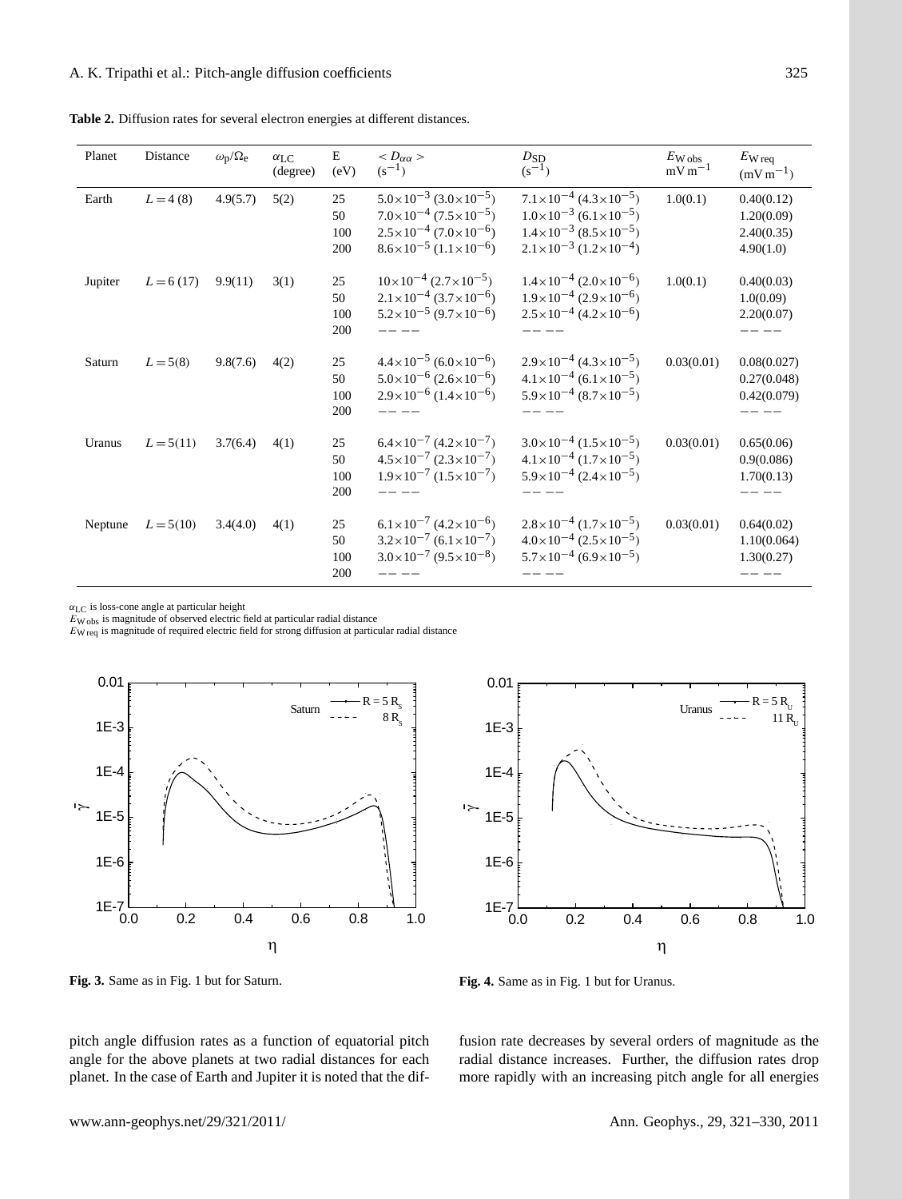**Table 2.** Diffusion rates for several electron energies at different distances.

| Planet | Distance | $\omega_p/\Omega_e$ | $\alpha_{LC}$ (degree) | E (eV) | $< D_{\alpha\alpha} >$ ($s^{-1}$) | $D_{SD}$ ($s^{-1}$) | $E_{W\,obs}$ $mV\,m^{-1}$ | $E_{W\,req}$ $(mV\,m^{-1})$ |
|---|---|---|---|---|---|---|---|---|
| Earth | $L = 4\,(8)$ | 4.9(5.7) | 5(2) | 25 | $5.0\times10^{-3}$ $(3.0\times10^{-5})$ | $7.1\times10^{-4}$ $(4.3\times10^{-5})$ | 1.0(0.1) | 0.40(0.12) |
| | | | | 50 | $7.0\times10^{-4}$ $(7.5\times10^{-5})$ | $1.0\times10^{-3}$ $(6.1\times10^{-5})$ | | 1.20(0.09) |
| | | | | 100 | $2.5\times10^{-4}$ $(7.0\times10^{-6})$ | $1.4\times10^{-3}$ $(8.5\times10^{-5})$ | | 2.40(0.35) |
| | | | | 200 | $8.6\times10^{-5}$ $(1.1\times10^{-6})$ | $2.1\times10^{-3}$ $(1.2\times10^{-4})$ | | 4.90(1.0) |
| Jupiter | $L = 6\,(17)$ | 9.9(11) | 3(1) | 25 | $10\times10^{-4}$ $(2.7\times10^{-5})$ | $1.4\times10^{-4}$ $(2.0\times10^{-6})$ | 1.0(0.1) | 0.40(0.03) |
| | | | | 50 | $2.1\times10^{-4}$ $(3.7\times10^{-6})$ | $1.9\times10^{-4}$ $(2.9\times10^{-6})$ | | 1.0(0.09) |
| | | | | 100 | $5.2\times10^{-5}$ $(9.7\times10^{-6})$ | $2.5\times10^{-4}$ $(4.2\times10^{-6})$ | | 2.20(0.07) |
| | | | | 200 | -- -- | -- -- | | -- -- |
| Saturn | $L = 5(8)$ | 9.8(7.6) | 4(2) | 25 | $4.4\times10^{-5}$ $(6.0\times10^{-6})$ | $2.9\times10^{-4}$ $(4.3\times10^{-5})$ | 0.03(0.01) | 0.08(0.027) |
| | | | | 50 | $5.0\times10^{-6}$ $(2.6\times10^{-6})$ | $4.1\times10^{-4}$ $(6.1\times10^{-5})$ | | 0.27(0.048) |
| | | | | 100 | $2.9\times10^{-6}$ $(1.4\times10^{-6})$ | $5.9\times10^{-4}$ $(8.7\times10^{-5})$ | | 0.42(0.079) |
| | | | | 200 | -- -- | -- -- | | -- -- |
| Uranus | $L = 5(11)$ | 3.7(6.4) | 4(1) | 25 | $6.4\times10^{-7}$ $(4.2\times10^{-7})$ | $3.0\times10^{-4}$ $(1.5\times10^{-5})$ | 0.03(0.01) | 0.65(0.06) |
| | | | | 50 | $4.5\times10^{-7}$ $(2.3\times10^{-7})$ | $4.1\times10^{-4}$ $(1.7\times10^{-5})$ | | 0.9(0.086) |
| | | | | 100 | $1.9\times10^{-7}$ $(1.5\times10^{-7})$ | $5.9\times10^{-4}$ $(2.4\times10^{-5})$ | | 1.70(0.13) |
| | | | | 200 | -- -- | -- -- | | -- -- |
| Neptune | $L = 5(10)$ | 3.4(4.0) | 4(1) | 25 | $6.1\times10^{-7}$ $(4.2\times10^{-6})$ | $2.8\times10^{-4}$ $(1.7\times10^{-5})$ | 0.03(0.01) | 0.64(0.02) |
| | | | | 50 | $3.2\times10^{-7}$ $(6.1\times10^{-7})$ | $4.0\times10^{-4}$ $(2.5\times10^{-5})$ | | 1.10(0.064) |
| | | | | 100 | $3.0\times10^{-7}$ $(9.5\times10^{-8})$ | $5.7\times10^{-4}$ $(6.9\times10^{-5})$ | | 1.30(0.27) |
| | | | | 200 | -- -- | -- -- | | -- -- |

$\alpha_{LC}$ is loss-cone angle at particular height
$E_{W\,obs}$ is magnitude of observed electric field at particular radial distance
$E_{W\,req}$ is magnitude of required electric field for strong diffusion at particular radial distance

**Fig. 3.** Same as in Fig. 1 but for Saturn.

**Fig. 4.** Same as in Fig. 1 but for Uranus.

pitch angle diffusion rates as a function of equatorial pitch angle for the above planets at two radial distances for each planet. In the case of Earth and Jupiter it is noted that the diffusion rate decreases by several orders of magnitude as the radial distance increases. Further, the diffusion rates drop more rapidly with an increasing pitch angle for all energies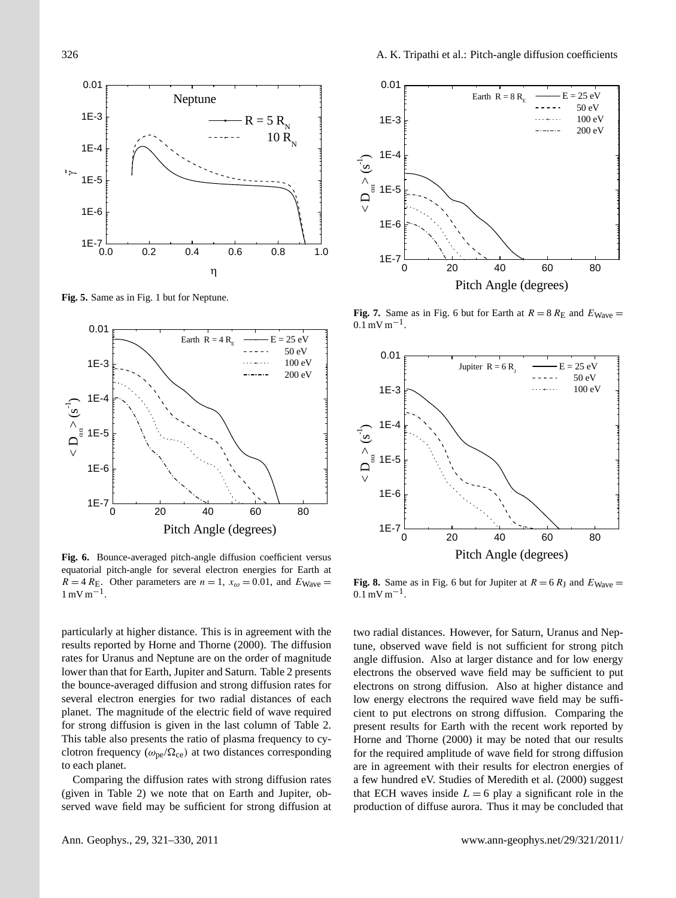Fig. 5. Same as in Fig. 1 but for Neptune.

**Fig. 6.** Bounce-averaged pitch-angle diffusion coefficient versus equatorial pitch-angle for several electron energies for Earth at $R = 4\,R_{\rm E}$. Other parameters are $n = 1$, $x_\omega = 0.01$, and $E_{\rm Wave} = 1\,{\rm mV\,m^{-1}}$.

**Fig. 7.** Same as in Fig. 6 but for Earth at $R = 8\,R_{\rm E}$ and $E_{\rm Wave} = 0.1\,{\rm mV\,m^{-1}}$.

**Fig. 8.** Same as in Fig. 6 but for Jupiter at $R = 6\,R_{\rm J}$ and $E_{\rm Wave} = 0.1\,{\rm mV\,m^{-1}}$.

particularly at higher distance. This is in agreement with the results reported by Horne and Thorne (2000). The diffusion rates for Uranus and Neptune are on the order of magnitude lower than that for Earth, Jupiter and Saturn. Table 2 presents the bounce-averaged diffusion and strong diffusion rates for several electron energies for two radial distances of each planet. The magnitude of the electric field of wave required for strong diffusion is given in the last column of Table 2. This table also presents the ratio of plasma frequency to cyclotron frequency ($\omega_{\rm pe}/\Omega_{\rm ce}$) at two distances corresponding to each planet.

Comparing the diffusion rates with strong diffusion rates (given in Table 2) we note that on Earth and Jupiter, observed wave field may be sufficient for strong diffusion at two radial distances. However, for Saturn, Uranus and Neptune, observed wave field is not sufficient for strong pitch angle diffusion. Also at larger distance and for low energy electrons the observed wave field may be sufficient to put electrons on strong diffusion. Also at higher distance and low energy electrons the required wave field may be sufficient to put electrons on strong diffusion. Comparing the present results for Earth with the recent work reported by Horne and Thorne (2000) it may be noted that our results for the required amplitude of wave field for strong diffusion are in agreement with their results for electron energies of a few hundred eV. Studies of Meredith et al. (2000) suggest that ECH waves inside $L = 6$ play a significant role in the production of diffuse aurora. Thus it may be concluded that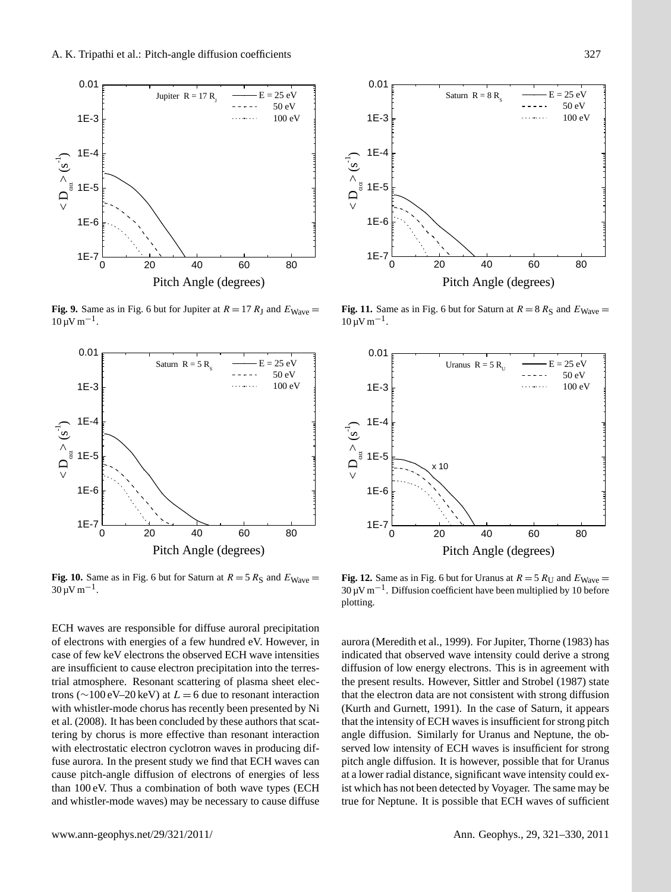**Fig. 9.** Same as in Fig. 6 but for Jupiter at $R = 17\,R_J$ and $E_{\mathrm{Wave}} = 10\,\mu\mathrm{V\,m}^{-1}$.

**Fig. 11.** Same as in Fig. 6 but for Saturn at $R = 8\,R_S$ and $E_{\mathrm{Wave}} = 10\,\mu\mathrm{V\,m}^{-1}$.

**Fig. 10.** Same as in Fig. 6 but for Saturn at $R = 5\,R_S$ and $E_{\mathrm{Wave}} = 30\,\mu\mathrm{V\,m}^{-1}$.

**Fig. 12.** Same as in Fig. 6 but for Uranus at $R = 5\,R_U$ and $E_{\mathrm{Wave}} = 30\,\mu\mathrm{V\,m}^{-1}$. Diffusion coefficient have been multiplied by 10 before plotting.

ECH waves are responsible for diffuse auroral precipitation of electrons with energies of a few hundred eV. However, in case of few keV electrons the observed ECH wave intensities are insufficient to cause electron precipitation into the terrestrial atmosphere. Resonant scattering of plasma sheet electrons (~100 eV–20 keV) at $L = 6$ due to resonant interaction with whistler-mode chorus has recently been presented by Ni et al. (2008). It has been concluded by these authors that scattering by chorus is more effective than resonant interaction with electrostatic electron cyclotron waves in producing diffuse aurora. In the present study we find that ECH waves can cause pitch-angle diffusion of electrons of energies of less than 100 eV. Thus a combination of both wave types (ECH and whistler-mode waves) may be necessary to cause diffuse aurora (Meredith et al., 1999). For Jupiter, Thorne (1983) has indicated that observed wave intensity could derive a strong diffusion of low energy electrons. This is in agreement with the present results. However, Sittler and Strobel (1987) state that the electron data are not consistent with strong diffusion (Kurth and Gurnett, 1991). In the case of Saturn, it appears that the intensity of ECH waves is insufficient for strong pitch angle diffusion. Similarly for Uranus and Neptune, the observed low intensity of ECH waves is insufficient for strong pitch angle diffusion. It is however, possible that for Uranus at a lower radial distance, significant wave intensity could exist which has not been detected by Voyager. The same may be true for Neptune. It is possible that ECH waves of sufficient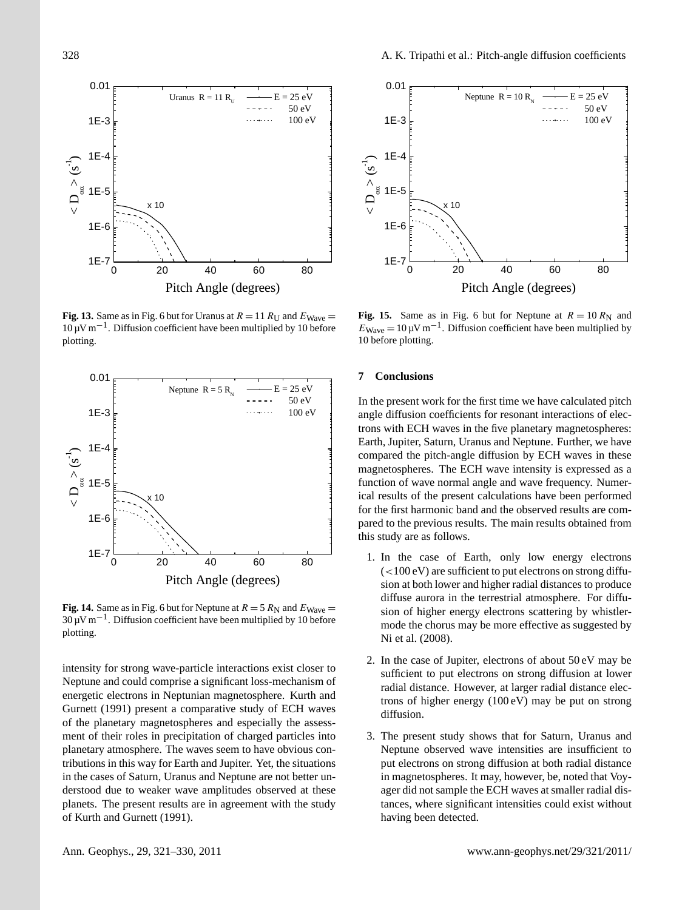**Fig. 13.** Same as in Fig. 6 but for Uranus at $R = 11\,R_\mathrm{U}$ and $E_\mathrm{Wave} = 10\,\mu\mathrm{V\,m^{-1}}$. Diffusion coefficient have been multiplied by 10 before plotting.

**Fig. 14.** Same as in Fig. 6 but for Neptune at $R = 5\,R_\mathrm{N}$ and $E_\mathrm{Wave} = 30\,\mu\mathrm{V\,m^{-1}}$. Diffusion coefficient have been multiplied by 10 before plotting.

intensity for strong wave-particle interactions exist closer to Neptune and could comprise a significant loss-mechanism of energetic electrons in Neptunian magnetosphere. Kurth and Gurnett (1991) present a comparative study of ECH waves of the planetary magnetospheres and especially the assessment of their roles in precipitation of charged particles into planetary atmosphere. The waves seem to have obvious contributions in this way for Earth and Jupiter. Yet, the situations in the cases of Saturn, Uranus and Neptune are not better understood due to weaker wave amplitudes observed at these planets. The present results are in agreement with the study of Kurth and Gurnett (1991).

**Fig. 15.** Same as in Fig. 6 but for Neptune at $R = 10\,R_\mathrm{N}$ and $E_\mathrm{Wave} = 10\,\mu\mathrm{V\,m^{-1}}$. Diffusion coefficient have been multiplied by 10 before plotting.

## 7 Conclusions

In the present work for the first time we have calculated pitch angle diffusion coefficients for resonant interactions of electrons with ECH waves in the five planetary magnetospheres: Earth, Jupiter, Saturn, Uranus and Neptune. Further, we have compared the pitch-angle diffusion by ECH waves in these magnetospheres. The ECH wave intensity is expressed as a function of wave normal angle and wave frequency. Numerical results of the present calculations have been performed for the first harmonic band and the observed results are compared to the previous results. The main results obtained from this study are as follows.

1. In the case of Earth, only low energy electrons ($<100$ eV) are sufficient to put electrons on strong diffusion at both lower and higher radial distances to produce diffuse aurora in the terrestrial atmosphere. For diffusion of higher energy electrons scattering by whistler-mode the chorus may be more effective as suggested by Ni et al. (2008).

2. In the case of Jupiter, electrons of about 50 eV may be sufficient to put electrons on strong diffusion at lower radial distance. However, at larger radial distance electrons of higher energy (100 eV) may be put on strong diffusion.

3. The present study shows that for Saturn, Uranus and Neptune observed wave intensities are insufficient to put electrons on strong diffusion at both radial distance in magnetospheres. It may, however, be, noted that Voyager did not sample the ECH waves at smaller radial distances, where significant intensities could exist without having been detected.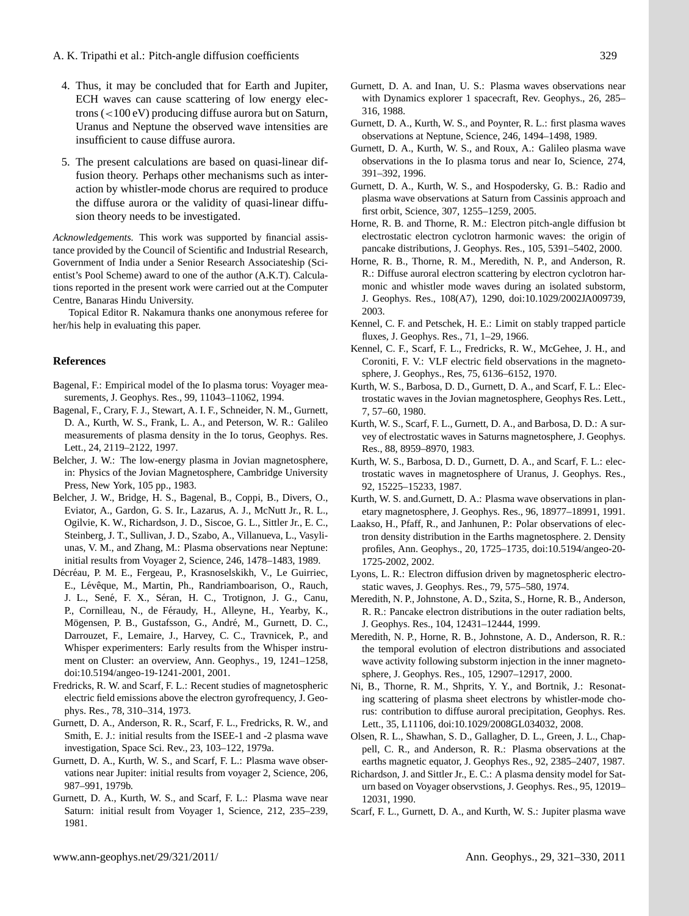4. Thus, it may be concluded that for Earth and Jupiter, ECH waves can cause scattering of low energy electrons (<100 eV) producing diffuse aurora but on Saturn, Uranus and Neptune the observed wave intensities are insufficient to cause diffuse aurora.

5. The present calculations are based on quasi-linear diffusion theory. Perhaps other mechanisms such as interaction by whistler-mode chorus are required to produce the diffuse aurora or the validity of quasi-linear diffusion theory needs to be investigated.

*Acknowledgements.* This work was supported by financial assistance provided by the Council of Scientific and Industrial Research, Government of India under a Senior Research Associateship (Scientist's Pool Scheme) award to one of the author (A.K.T). Calculations reported in the present work were carried out at the Computer Centre, Banaras Hindu University.

Topical Editor R. Nakamura thanks one anonymous referee for her/his help in evaluating this paper.

## References

Bagenal, F.: Empirical model of the Io plasma torus: Voyager measurements, J. Geophys. Res., 99, 11043–11062, 1994.

Bagenal, F., Crary, F. J., Stewart, A. I. F., Schneider, N. M., Gurnett, D. A., Kurth, W. S., Frank, L. A., and Peterson, W. R.: Galileo measurements of plasma density in the Io torus, Geophys. Res. Lett., 24, 2119–2122, 1997.

Belcher, J. W.: The low-energy plasma in Jovian magnetosphere, in: Physics of the Jovian Magnetosphere, Cambridge University Press, New York, 105 pp., 1983.

Belcher, J. W., Bridge, H. S., Bagenal, B., Coppi, B., Divers, O., Eviator, A., Gardon, G. S. Ir., Lazarus, A. J., McNutt Jr., R. L., Ogilvie, K. W., Richardson, J. D., Siscoe, G. L., Sittler Jr., E. C., Steinberg, J. T., Sullivan, J. D., Szabo, A., Villanueva, L., Vasyliunas, V. M., and Zhang, M.: Plasma observations near Neptune: initial results from Voyager 2, Science, 246, 1478–1483, 1989.

Décréau, P. M. E., Fergeau, P., Krasnoselskikh, V., Le Guirriec, E., Lévêque, M., Martin, Ph., Randriamboarison, O., Rauch, J. L., Sené, F. X., Séran, H. C., Trotignon, J. G., Canu, P., Cornilleau, N., de Féraudy, H., Alleyne, H., Yearby, K., Mögensen, P. B., Gustafsson, G., André, M., Gurnett, D. C., Darrouzet, F., Lemaire, J., Harvey, C. C., Travnicek, P., and Whisper experimenters: Early results from the Whisper instrument on Cluster: an overview, Ann. Geophys., 19, 1241–1258, doi:10.5194/angeo-19-1241-2001, 2001.

Fredricks, R. W. and Scarf, F. L.: Recent studies of magnetospheric electric field emissions above the electron gyrofrequency, J. Geophys. Res., 78, 310–314, 1973.

Gurnett, D. A., Anderson, R. R., Scarf, F. L., Fredricks, R. W., and Smith, E. J.: initial results from the ISEE-1 and -2 plasma wave investigation, Space Sci. Rev., 23, 103–122, 1979a.

Gurnett, D. A., Kurth, W. S., and Scarf, F. L.: Plasma wave observations near Jupiter: initial results from voyager 2, Science, 206, 987–991, 1979b.

Gurnett, D. A., Kurth, W. S., and Scarf, F. L.: Plasma wave near Saturn: initial result from Voyager 1, Science, 212, 235–239, 1981.

Gurnett, D. A. and Inan, U. S.: Plasma waves observations near with Dynamics explorer 1 spacecraft, Rev. Geophys., 26, 285–316, 1988.

Gurnett, D. A., Kurth, W. S., and Poynter, R. L.: first plasma waves observations at Neptune, Science, 246, 1494–1498, 1989.

Gurnett, D. A., Kurth, W. S., and Roux, A.: Galileo plasma wave observations in the Io plasma torus and near Io, Science, 274, 391–392, 1996.

Gurnett, D. A., Kurth, W. S., and Hospodersky, G. B.: Radio and plasma wave observations at Saturn from Cassinis approach and first orbit, Science, 307, 1255–1259, 2005.

Horne, R. B. and Thorne, R. M.: Electron pitch-angle diffusion bt electrostatic electron cyclotron harmonic waves: the origin of pancake distributions, J. Geophys. Res., 105, 5391–5402, 2000.

Horne, R. B., Thorne, R. M., Meredith, N. P., and Anderson, R. R.: Diffuse auroral electron scattering by electron cyclotron harmonic and whistler mode waves during an isolated substorm, J. Geophys. Res., 108(A7), 1290, doi:10.1029/2002JA009739, 2003.

Kennel, C. F. and Petschek, H. E.: Limit on stably trapped particle fluxes, J. Geophys. Res., 71, 1–29, 1966.

Kennel, C. F., Scarf, F. L., Fredricks, R. W., McGehee, J. H., and Coroniti, F. V.: VLF electric field observations in the magnetosphere, J. Geophys., Res, 75, 6136–6152, 1970.

Kurth, W. S., Barbosa, D. D., Gurnett, D. A., and Scarf, F. L.: Electrostatic waves in the Jovian magnetosphere, Geophys Res. Lett., 7, 57–60, 1980.

Kurth, W. S., Scarf, F. L., Gurnett, D. A., and Barbosa, D. D.: A survey of electrostatic waves in Saturns magnetosphere, J. Geophys. Res., 88, 8959–8970, 1983.

Kurth, W. S., Barbosa, D. D., Gurnett, D. A., and Scarf, F. L.: electrostatic waves in magnetosphere of Uranus, J. Geophys. Res., 92, 15225–15233, 1987.

Kurth, W. S. and.Gurnett, D. A.: Plasma wave observations in planetary magnetosphere, J. Geophys. Res., 96, 18977–18991, 1991.

Laakso, H., Pfaff, R., and Janhunen, P.: Polar observations of electron density distribution in the Earths magnetosphere. 2. Density profiles, Ann. Geophys., 20, 1725–1735, doi:10.5194/angeo-20-1725-2002, 2002.

Lyons, L. R.: Electron diffusion driven by magnetospheric electrostatic waves, J. Geophys. Res., 79, 575–580, 1974.

Meredith, N. P., Johnstone, A. D., Szita, S., Horne, R. B., Anderson, R. R.: Pancake electron distributions in the outer radiation belts, J. Geophys. Res., 104, 12431–12444, 1999.

Meredith, N. P., Horne, R. B., Johnstone, A. D., Anderson, R. R.: the temporal evolution of electron distributions and associated wave activity following substorm injection in the inner magnetosphere, J. Geophys. Res., 105, 12907–12917, 2000.

Ni, B., Thorne, R. M., Shprits, Y. Y., and Bortnik, J.: Resonating scattering of plasma sheet electrons by whistler-mode chorus: contribution to diffuse auroral precipitation, Geophys. Res. Lett., 35, L11106, doi:10.1029/2008GL034032, 2008.

Olsen, R. L., Shawhan, S. D., Gallagher, D. L., Green, J. L., Chappell, C. R., and Anderson, R. R.: Plasma observations at the earths magnetic equator, J. Geophys Res., 92, 2385–2407, 1987.

Richardson, J. and Sittler Jr., E. C.: A plasma density model for Saturn based on Voyager observstions, J. Geophys. Res., 95, 12019–12031, 1990.

Scarf, F. L., Gurnett, D. A., and Kurth, W. S.: Jupiter plasma wave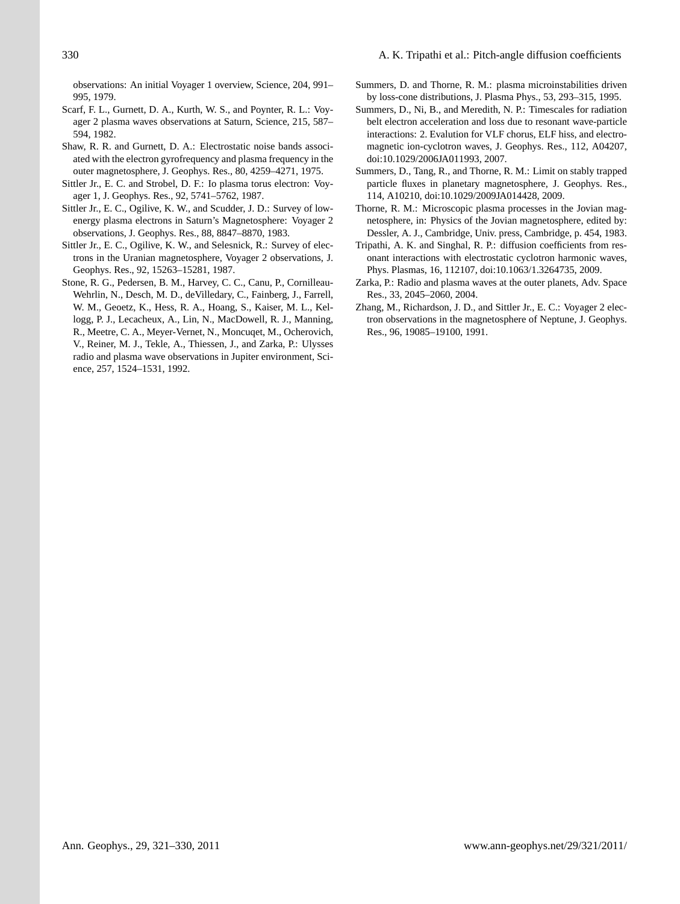observations: An initial Voyager 1 overview, Science, 204, 991–995, 1979.

Scarf, F. L., Gurnett, D. A., Kurth, W. S., and Poynter, R. L.: Voyager 2 plasma waves observations at Saturn, Science, 215, 587–594, 1982.

Shaw, R. R. and Gurnett, D. A.: Electrostatic noise bands associated with the electron gyrofrequency and plasma frequency in the outer magnetosphere, J. Geophys. Res., 80, 4259–4271, 1975.

Sittler Jr., E. C. and Strobel, D. F.: Io plasma torus electron: Voyager 1, J. Geophys. Res., 92, 5741–5762, 1987.

Sittler Jr., E. C., Ogilive, K. W., and Scudder, J. D.: Survey of low-energy plasma electrons in Saturn's Magnetosphere: Voyager 2 observations, J. Geophys. Res., 88, 8847–8870, 1983.

Sittler Jr., E. C., Ogilive, K. W., and Selesnick, R.: Survey of electrons in the Uranian magnetosphere, Voyager 2 observations, J. Geophys. Res., 92, 15263–15281, 1987.

Stone, R. G., Pedersen, B. M., Harvey, C. C., Canu, P., Cornilleau-Wehrlin, N., Desch, M. D., deVilledary, C., Fainberg, J., Farrell, W. M., Geoetz, K., Hess, R. A., Hoang, S., Kaiser, M. L., Kellogg, P. J., Lecacheux, A., Lin, N., MacDowell, R. J., Manning, R., Meetre, C. A., Meyer-Vernet, N., Moncuqet, M., Ocherovich, V., Reiner, M. J., Tekle, A., Thiessen, J., and Zarka, P.: Ulysses radio and plasma wave observations in Jupiter environment, Science, 257, 1524–1531, 1992.

Summers, D. and Thorne, R. M.: plasma microinstabilities driven by loss-cone distributions, J. Plasma Phys., 53, 293–315, 1995.

Summers, D., Ni, B., and Meredith, N. P.: Timescales for radiation belt electron acceleration and loss due to resonant wave-particle interactions: 2. Evalution for VLF chorus, ELF hiss, and electromagnetic ion-cyclotron waves, J. Geophys. Res., 112, A04207, doi:10.1029/2006JA011993, 2007.

Summers, D., Tang, R., and Thorne, R. M.: Limit on stably trapped particle fluxes in planetary magnetosphere, J. Geophys. Res., 114, A10210, doi:10.1029/2009JA014428, 2009.

Thorne, R. M.: Microscopic plasma processes in the Jovian magnetosphere, in: Physics of the Jovian magnetosphere, edited by: Dessler, A. J., Cambridge, Univ. press, Cambridge, p. 454, 1983.

Tripathi, A. K. and Singhal, R. P.: diffusion coefficients from resonant interactions with electrostatic cyclotron harmonic waves, Phys. Plasmas, 16, 112107, doi:10.1063/1.3264735, 2009.

Zarka, P.: Radio and plasma waves at the outer planets, Adv. Space Res., 33, 2045–2060, 2004.

Zhang, M., Richardson, J. D., and Sittler Jr., E. C.: Voyager 2 electron observations in the magnetosphere of Neptune, J. Geophys. Res., 96, 19085–19100, 1991.